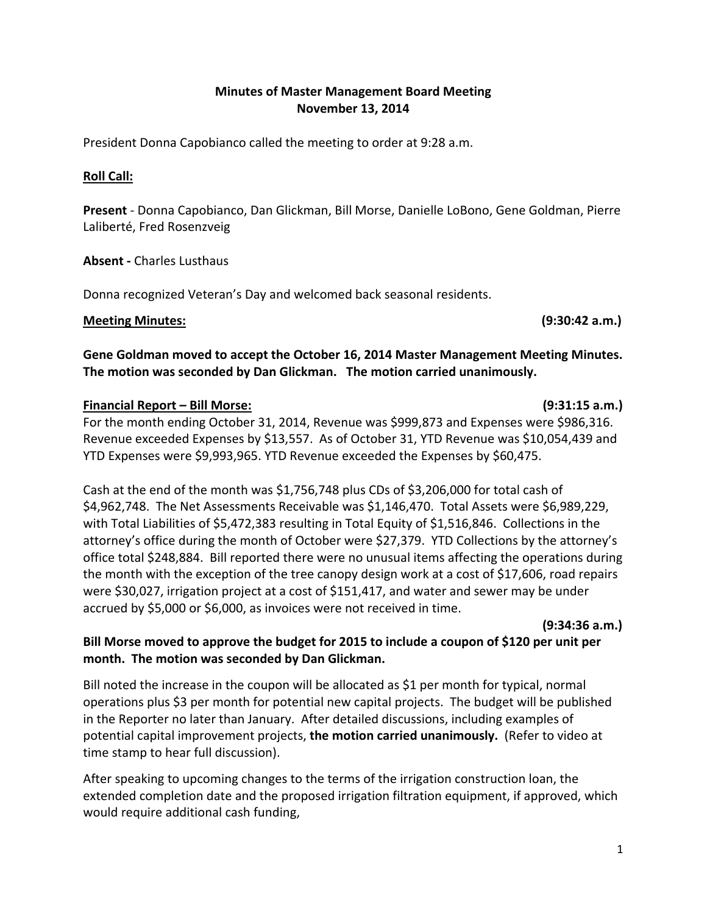**Minutes of Master Management Board Meeting**
**November 13, 2014**

President Donna Capobianco called the meeting to order at 9:28 a.m.

**Roll Call:**

**Present** - Donna Capobianco, Dan Glickman, Bill Morse, Danielle LoBono, Gene Goldman, Pierre Laliberté, Fred Rosenzveig

**Absent -** Charles Lusthaus

Donna recognized Veteran's Day and welcomed back seasonal residents.

**Meeting Minutes:** **(9:30:42 a.m.)**

**Gene Goldman moved to accept the October 16, 2014 Master Management Meeting Minutes. The motion was seconded by Dan Glickman. The motion carried unanimously.**

**Financial Report – Bill Morse:** **(9:31:15 a.m.)**
For the month ending October 31, 2014, Revenue was $999,873 and Expenses were $986,316. Revenue exceeded Expenses by $13,557. As of October 31, YTD Revenue was $10,054,439 and YTD Expenses were $9,993,965. YTD Revenue exceeded the Expenses by $60,475.

Cash at the end of the month was $1,756,748 plus CDs of $3,206,000 for total cash of $4,962,748. The Net Assessments Receivable was $1,146,470. Total Assets were $6,989,229, with Total Liabilities of $5,472,383 resulting in Total Equity of $1,516,846. Collections in the attorney's office during the month of October were $27,379. YTD Collections by the attorney's office total $248,884. Bill reported there were no unusual items affecting the operations during the month with the exception of the tree canopy design work at a cost of $17,606, road repairs were $30,027, irrigation project at a cost of $151,417, and water and sewer may be under accrued by $5,000 or $6,000, as invoices were not received in time.

**(9:34:36 a.m.)**

**Bill Morse moved to approve the budget for 2015 to include a coupon of $120 per unit per month. The motion was seconded by Dan Glickman.**

Bill noted the increase in the coupon will be allocated as $1 per month for typical, normal operations plus $3 per month for potential new capital projects. The budget will be published in the Reporter no later than January. After detailed discussions, including examples of potential capital improvement projects, **the motion carried unanimously.** (Refer to video at time stamp to hear full discussion).

After speaking to upcoming changes to the terms of the irrigation construction loan, the extended completion date and the proposed irrigation filtration equipment, if approved, which would require additional cash funding,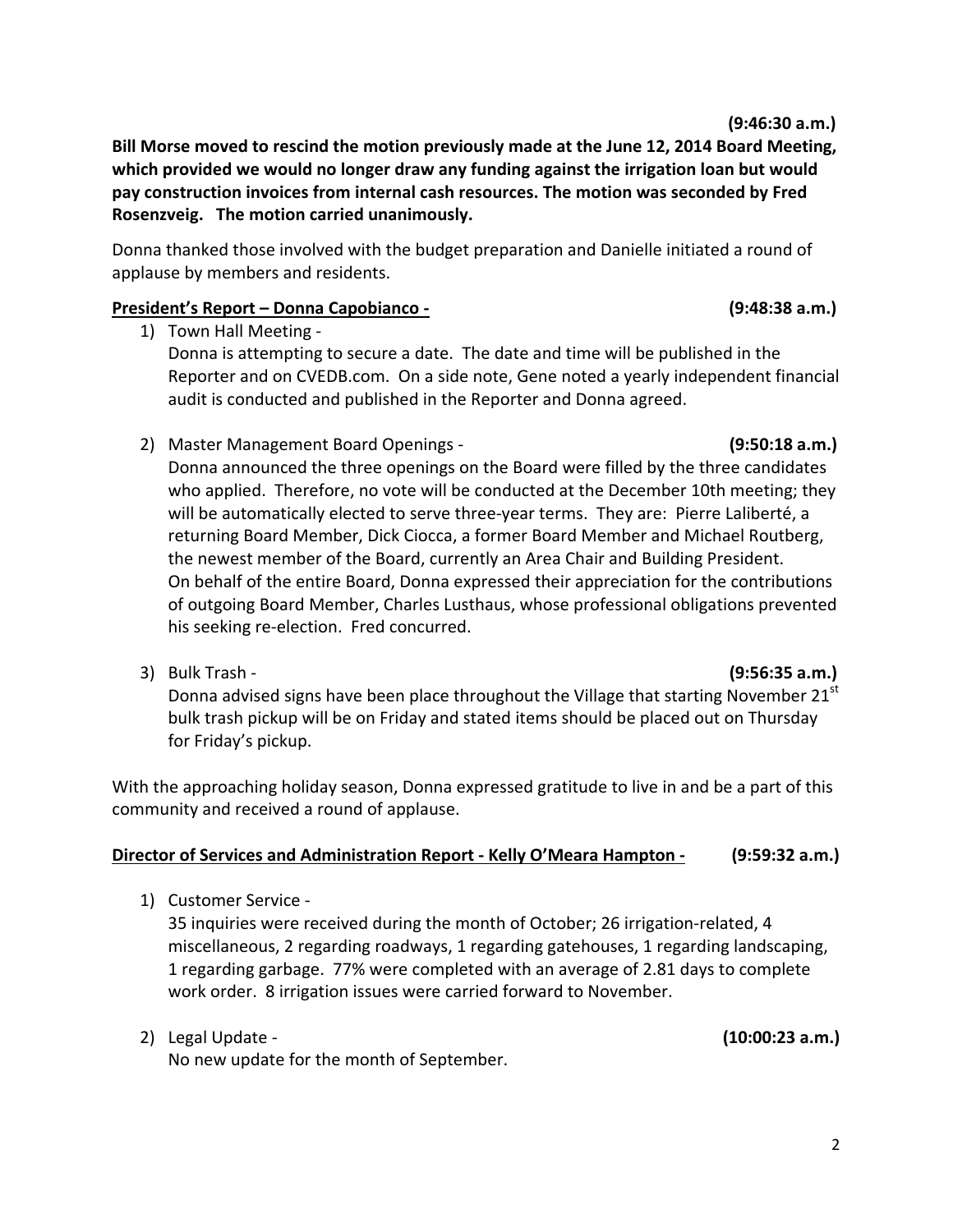**(9:46:30 a.m.)**

**Bill Morse moved to rescind the motion previously made at the June 12, 2014 Board Meeting, which provided we would no longer draw any funding against the irrigation loan but would pay construction invoices from internal cash resources. The motion was seconded by Fred Rosenzveig. The motion carried unanimously.**

Donna thanked those involved with the budget preparation and Danielle initiated a round of applause by members and residents.

**President's Report – Donna Capobianco - (9:48:38 a.m.)**

1) Town Hall Meeting -
   Donna is attempting to secure a date. The date and time will be published in the Reporter and on CVEDB.com. On a side note, Gene noted a yearly independent financial audit is conducted and published in the Reporter and Donna agreed.

2) Master Management Board Openings - **(9:50:18 a.m.)**
   Donna announced the three openings on the Board were filled by the three candidates who applied. Therefore, no vote will be conducted at the December 10th meeting; they will be automatically elected to serve three-year terms. They are: Pierre Laliberté, a returning Board Member, Dick Ciocca, a former Board Member and Michael Routberg, the newest member of the Board, currently an Area Chair and Building President.
   On behalf of the entire Board, Donna expressed their appreciation for the contributions of outgoing Board Member, Charles Lusthaus, whose professional obligations prevented his seeking re-election. Fred concurred.

3) Bulk Trash - **(9:56:35 a.m.)**
   Donna advised signs have been place throughout the Village that starting November 21st bulk trash pickup will be on Friday and stated items should be placed out on Thursday for Friday's pickup.

With the approaching holiday season, Donna expressed gratitude to live in and be a part of this community and received a round of applause.

**Director of Services and Administration Report - Kelly O'Meara Hampton - (9:59:32 a.m.)**

1) Customer Service -
   35 inquiries were received during the month of October; 26 irrigation-related, 4 miscellaneous, 2 regarding roadways, 1 regarding gatehouses, 1 regarding landscaping, 1 regarding garbage. 77% were completed with an average of 2.81 days to complete work order. 8 irrigation issues were carried forward to November.

2) Legal Update - **(10:00:23 a.m.)**
   No new update for the month of September.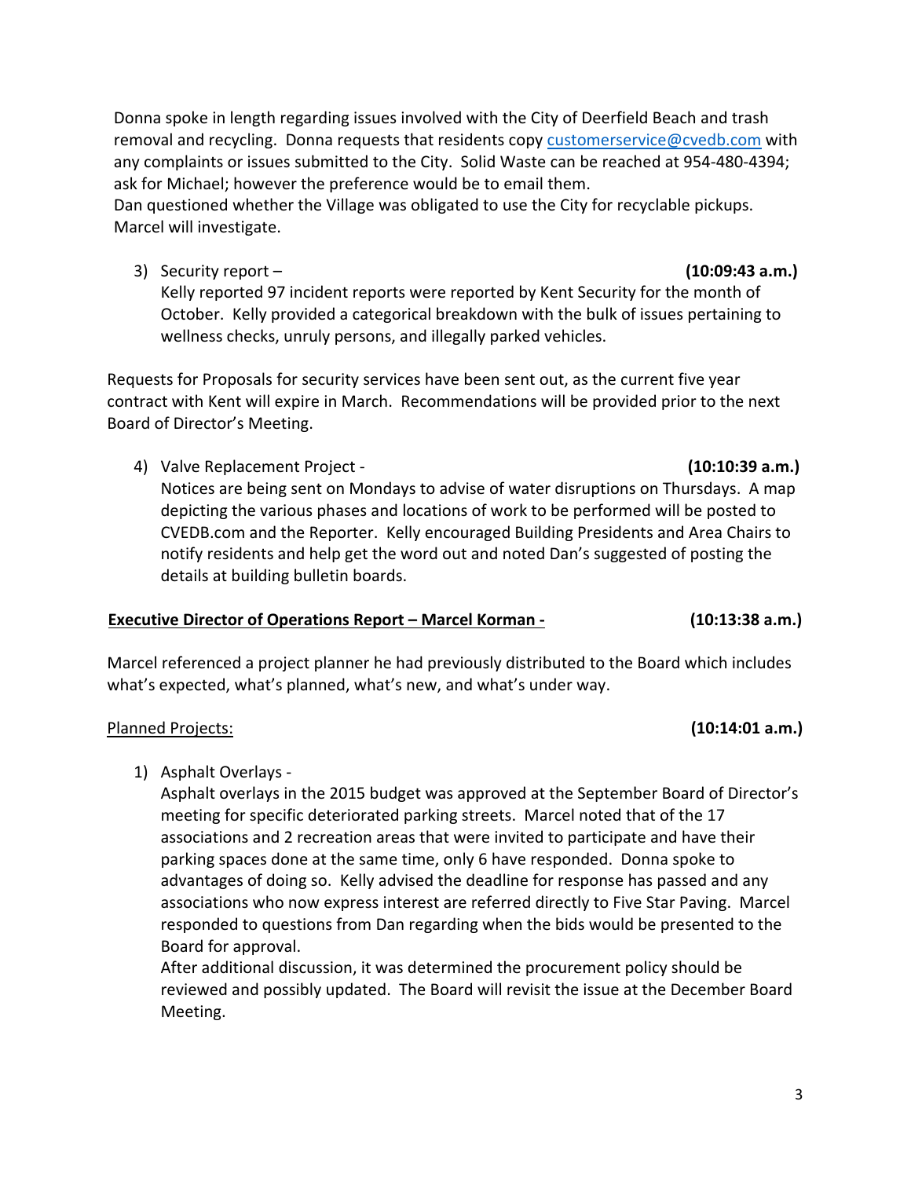Donna spoke in length regarding issues involved with the City of Deerfield Beach and trash removal and recycling. Donna requests that residents copy customerservice@cvedb.com with any complaints or issues submitted to the City. Solid Waste can be reached at 954-480-4394; ask for Michael; however the preference would be to email them.
Dan questioned whether the Village was obligated to use the City for recyclable pickups. Marcel will investigate.

3) Security report – **(10:09:43 a.m.)**
   Kelly reported 97 incident reports were reported by Kent Security for the month of October. Kelly provided a categorical breakdown with the bulk of issues pertaining to wellness checks, unruly persons, and illegally parked vehicles.

Requests for Proposals for security services have been sent out, as the current five year contract with Kent will expire in March. Recommendations will be provided prior to the next Board of Director's Meeting.

4) Valve Replacement Project - **(10:10:39 a.m.)**
   Notices are being sent on Mondays to advise of water disruptions on Thursdays. A map depicting the various phases and locations of work to be performed will be posted to CVEDB.com and the Reporter. Kelly encouraged Building Presidents and Area Chairs to notify residents and help get the word out and noted Dan's suggested of posting the details at building bulletin boards.

**<u>Executive Director of Operations Report – Marcel Korman -</u>** **(10:13:38 a.m.)**

Marcel referenced a project planner he had previously distributed to the Board which includes what's expected, what's planned, what's new, and what's under way.

<u>Planned Projects:</u> **(10:14:01 a.m.)**

1) Asphalt Overlays -
   Asphalt overlays in the 2015 budget was approved at the September Board of Director's meeting for specific deteriorated parking streets. Marcel noted that of the 17 associations and 2 recreation areas that were invited to participate and have their parking spaces done at the same time, only 6 have responded. Donna spoke to advantages of doing so. Kelly advised the deadline for response has passed and any associations who now express interest are referred directly to Five Star Paving. Marcel responded to questions from Dan regarding when the bids would be presented to the Board for approval.
   After additional discussion, it was determined the procurement policy should be reviewed and possibly updated. The Board will revisit the issue at the December Board Meeting.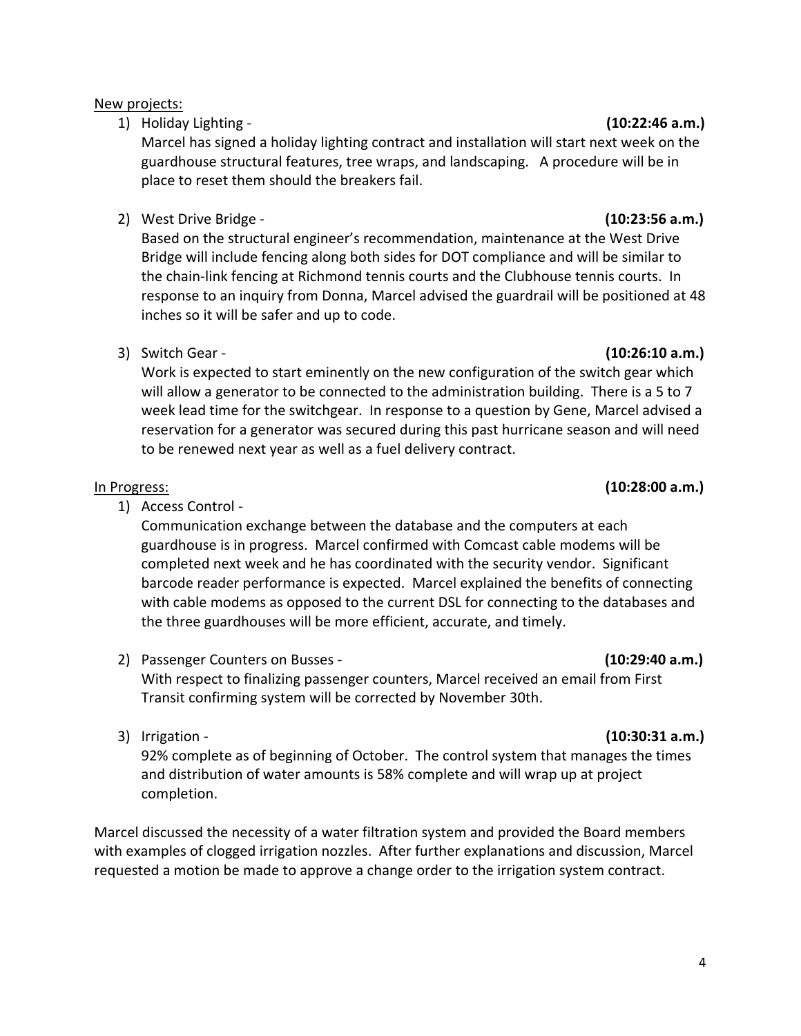<u>New projects:</u>

1) Holiday Lighting - **(10:22:46 a.m.)**

   Marcel has signed a holiday lighting contract and installation will start next week on the guardhouse structural features, tree wraps, and landscaping. A procedure will be in place to reset them should the breakers fail.

2) West Drive Bridge - **(10:23:56 a.m.)**

   Based on the structural engineer's recommendation, maintenance at the West Drive Bridge will include fencing along both sides for DOT compliance and will be similar to the chain-link fencing at Richmond tennis courts and the Clubhouse tennis courts. In response to an inquiry from Donna, Marcel advised the guardrail will be positioned at 48 inches so it will be safer and up to code.

3) Switch Gear - **(10:26:10 a.m.)**

   Work is expected to start eminently on the new configuration of the switch gear which will allow a generator to be connected to the administration building. There is a 5 to 7 week lead time for the switchgear. In response to a question by Gene, Marcel advised a reservation for a generator was secured during this past hurricane season and will need to be renewed next year as well as a fuel delivery contract.

<u>In Progress:</u> **(10:28:00 a.m.)**

1) Access Control -

   Communication exchange between the database and the computers at each guardhouse is in progress. Marcel confirmed with Comcast cable modems will be completed next week and he has coordinated with the security vendor. Significant barcode reader performance is expected. Marcel explained the benefits of connecting with cable modems as opposed to the current DSL for connecting to the databases and the three guardhouses will be more efficient, accurate, and timely.

2) Passenger Counters on Busses - **(10:29:40 a.m.)**

   With respect to finalizing passenger counters, Marcel received an email from First Transit confirming system will be corrected by November 30th.

3) Irrigation - **(10:30:31 a.m.)**

   92% complete as of beginning of October. The control system that manages the times and distribution of water amounts is 58% complete and will wrap up at project completion.

Marcel discussed the necessity of a water filtration system and provided the Board members with examples of clogged irrigation nozzles. After further explanations and discussion, Marcel requested a motion be made to approve a change order to the irrigation system contract.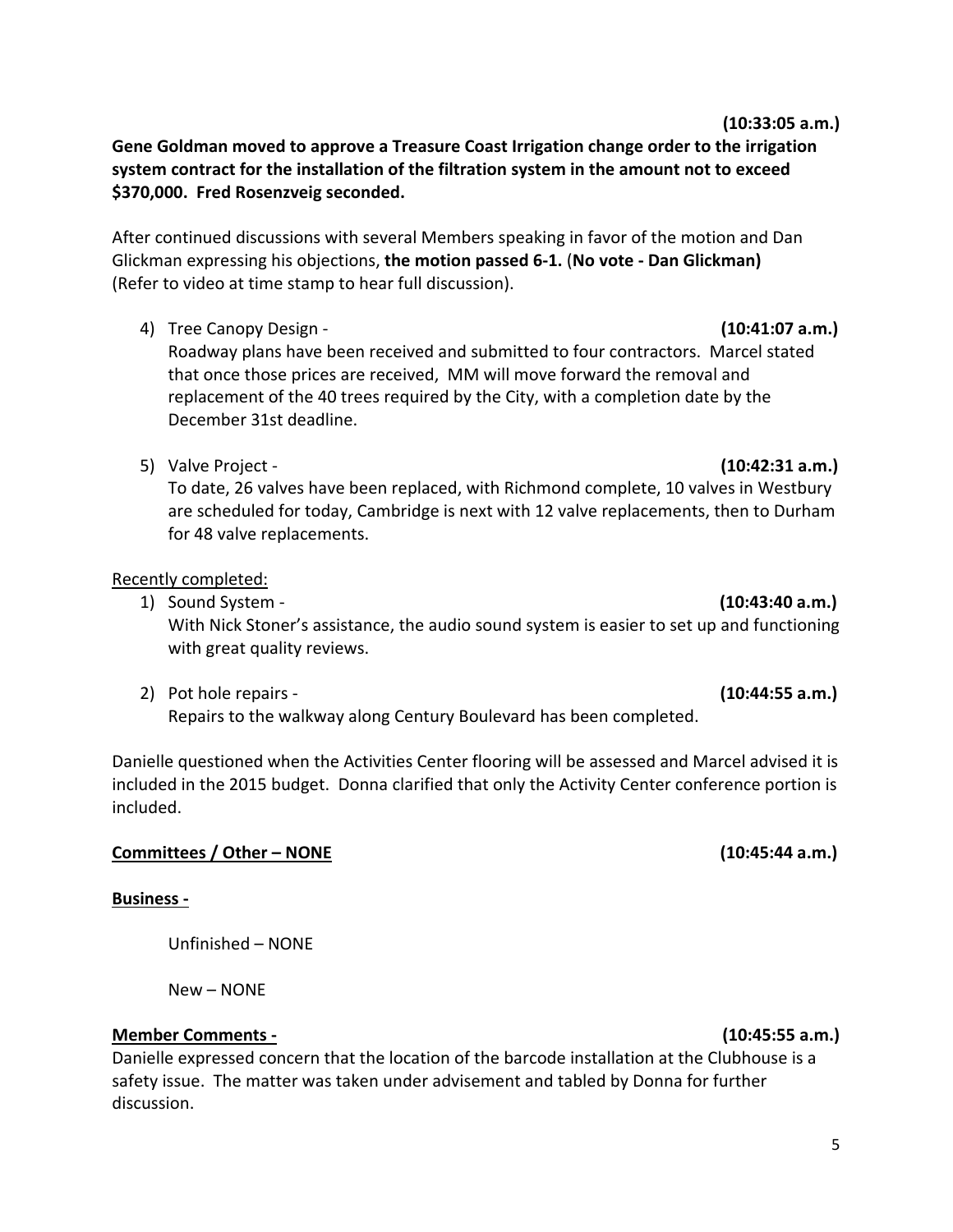**(10:33:05 a.m.)**

**Gene Goldman moved to approve a Treasure Coast Irrigation change order to the irrigation system contract for the installation of the filtration system in the amount not to exceed $370,000. Fred Rosenzveig seconded.**

After continued discussions with several Members speaking in favor of the motion and Dan Glickman expressing his objections, **the motion passed 6-1.** (**No vote - Dan Glickman)** (Refer to video at time stamp to hear full discussion).

4) Tree Canopy Design - **(10:41:07 a.m.)**
   Roadway plans have been received and submitted to four contractors. Marcel stated that once those prices are received, MM will move forward the removal and replacement of the 40 trees required by the City, with a completion date by the December 31st deadline.

5) Valve Project - **(10:42:31 a.m.)**
   To date, 26 valves have been replaced, with Richmond complete, 10 valves in Westbury are scheduled for today, Cambridge is next with 12 valve replacements, then to Durham for 48 valve replacements.

Recently completed:

1) Sound System - **(10:43:40 a.m.)**
   With Nick Stoner's assistance, the audio sound system is easier to set up and functioning with great quality reviews.

2) Pot hole repairs - **(10:44:55 a.m.)**
   Repairs to the walkway along Century Boulevard has been completed.

Danielle questioned when the Activities Center flooring will be assessed and Marcel advised it is included in the 2015 budget. Donna clarified that only the Activity Center conference portion is included.

**Committees / Other – NONE** **(10:45:44 a.m.)**

**Business -**

Unfinished – NONE

New – NONE

**Member Comments -** **(10:45:55 a.m.)**

Danielle expressed concern that the location of the barcode installation at the Clubhouse is a safety issue. The matter was taken under advisement and tabled by Donna for further discussion.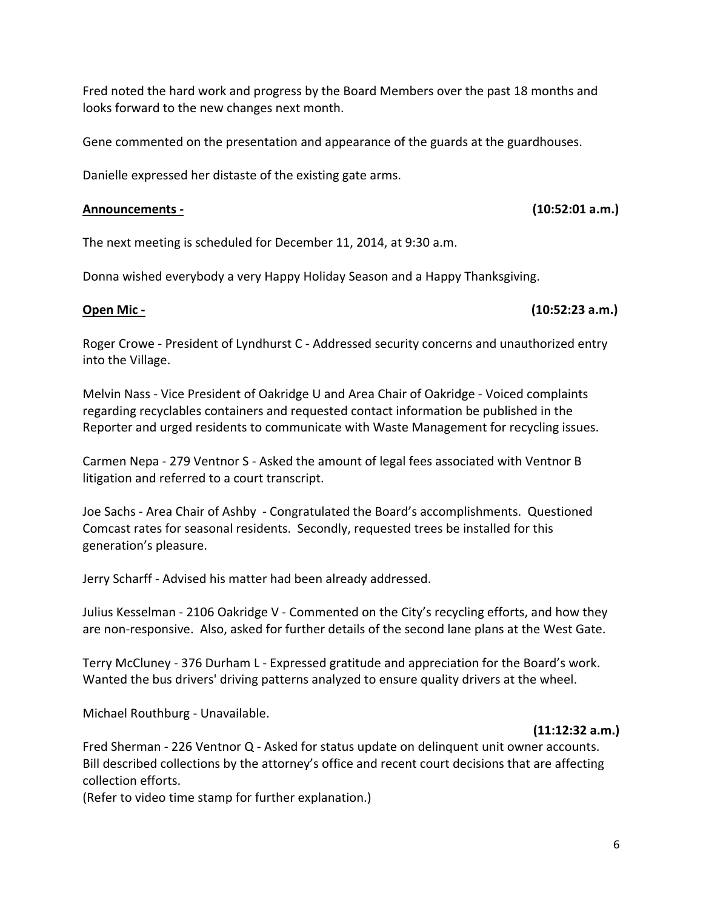Fred noted the hard work and progress by the Board Members over the past 18 months and looks forward to the new changes next month.

Gene commented on the presentation and appearance of the guards at the guardhouses.

Danielle expressed her distaste of the existing gate arms.

**Announcements -** **(10:52:01 a.m.)**

The next meeting is scheduled for December 11, 2014, at 9:30 a.m.

Donna wished everybody a very Happy Holiday Season and a Happy Thanksgiving.

**Open Mic -** **(10:52:23 a.m.)**

Roger Crowe - President of Lyndhurst C - Addressed security concerns and unauthorized entry into the Village.

Melvin Nass - Vice President of Oakridge U and Area Chair of Oakridge - Voiced complaints regarding recyclables containers and requested contact information be published in the Reporter and urged residents to communicate with Waste Management for recycling issues.

Carmen Nepa - 279 Ventnor S - Asked the amount of legal fees associated with Ventnor B litigation and referred to a court transcript.

Joe Sachs - Area Chair of Ashby - Congratulated the Board's accomplishments. Questioned Comcast rates for seasonal residents. Secondly, requested trees be installed for this generation's pleasure.

Jerry Scharff - Advised his matter had been already addressed.

Julius Kesselman - 2106 Oakridge V - Commented on the City's recycling efforts, and how they are non-responsive. Also, asked for further details of the second lane plans at the West Gate.

Terry McCluney - 376 Durham L - Expressed gratitude and appreciation for the Board's work. Wanted the bus drivers' driving patterns analyzed to ensure quality drivers at the wheel.

Michael Routhburg - Unavailable.

**(11:12:32 a.m.)**

Fred Sherman - 226 Ventnor Q - Asked for status update on delinquent unit owner accounts. Bill described collections by the attorney's office and recent court decisions that are affecting collection efforts.
(Refer to video time stamp for further explanation.)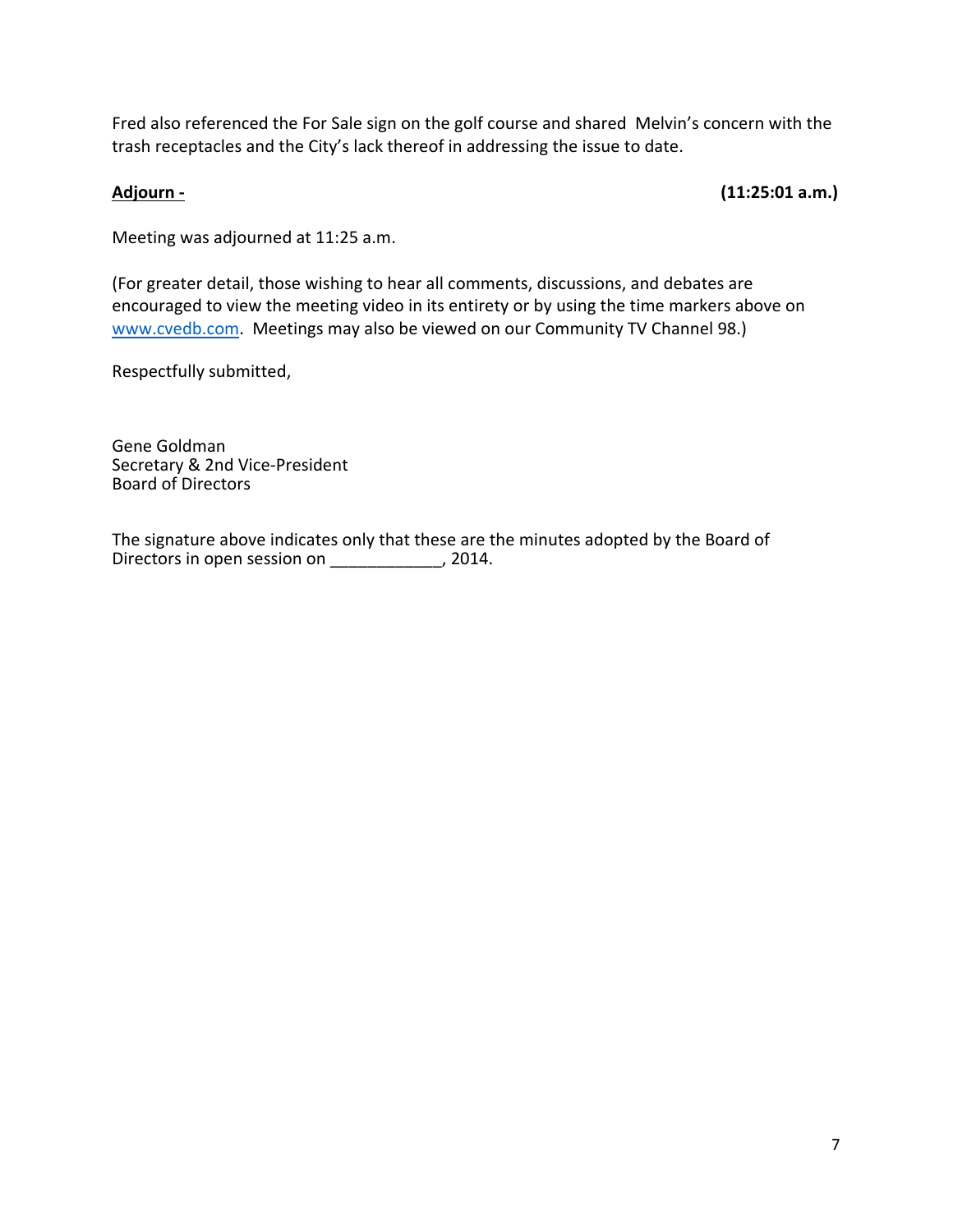Fred also referenced the For Sale sign on the golf course and shared  Melvin's concern with the trash receptacles and the City's lack thereof in addressing the issue to date.

**Adjourn -** **(11:25:01 a.m.)**

Meeting was adjourned at 11:25 a.m.

(For greater detail, those wishing to hear all comments, discussions, and debates are encouraged to view the meeting video in its entirety or by using the time markers above on www.cvedb.com.  Meetings may also be viewed on our Community TV Channel 98.)

Respectfully submitted,

Gene Goldman
Secretary & 2nd Vice-President
Board of Directors

The signature above indicates only that these are the minutes adopted by the Board of Directors in open session on ____________, 2014.